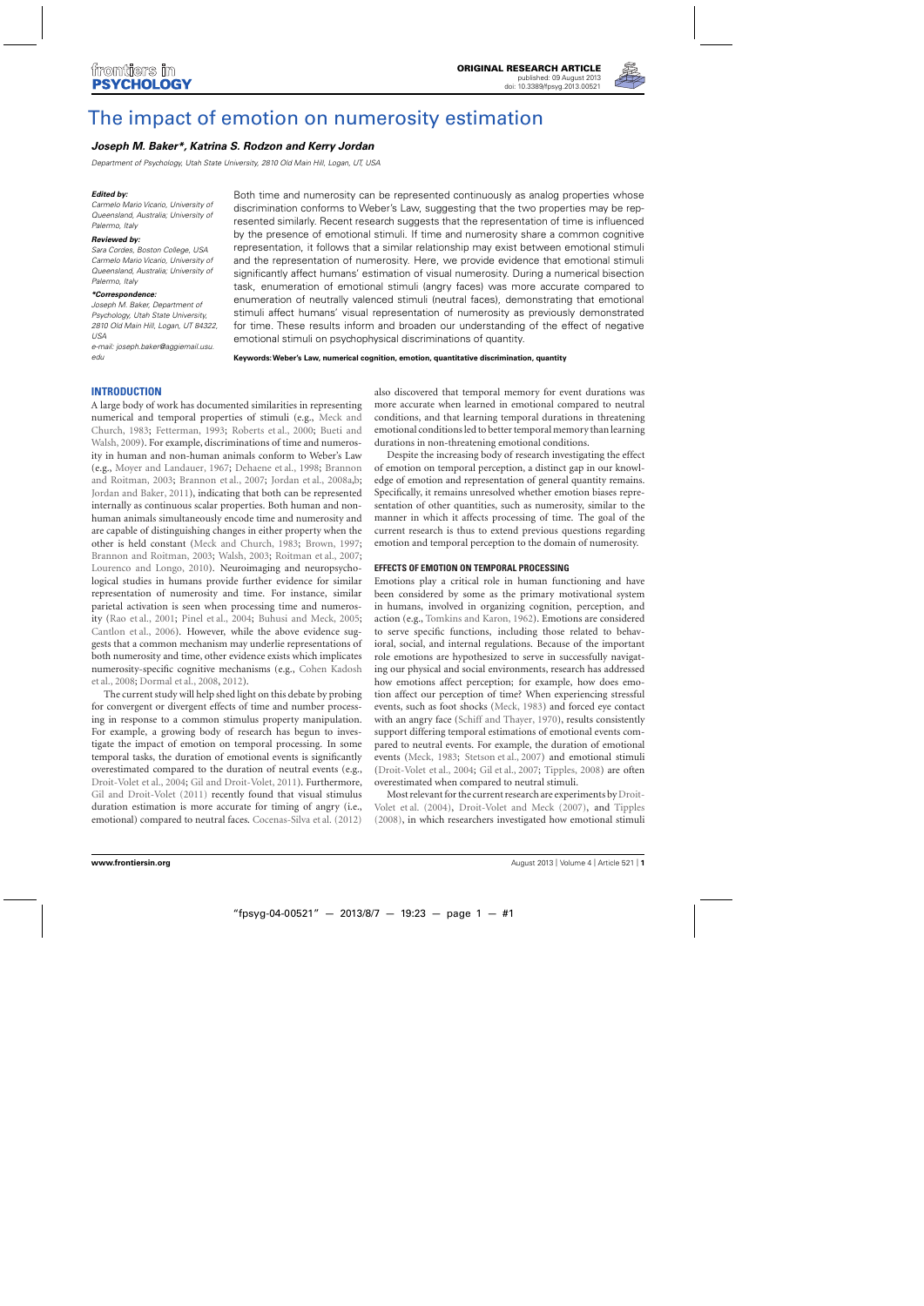ORIGINAL RESEARCH ARTICLE

published: 09 August 2013
doi: 10.3389/fpsyg.2013.00521

# The impact of emotion on numerosity estimation

***Joseph M. Baker\*, Katrina S. Rodzon and Kerry Jordan***

*Department of Psychology, Utah State University, 2810 Old Main Hill, Logan, UT, USA*

***Edited by:***
*Carmelo Mario Vicario, University of Queensland, Australia; University of Palermo, Italy*

***Reviewed by:***
*Sara Cordes, Boston College, USA*
*Carmelo Mario Vicario, University of Queensland, Australia; University of Palermo, Italy*

***\*Correspondence:***
*Joseph M. Baker, Department of Psychology, Utah State University, 2810 Old Main Hill, Logan, UT 84322, USA*
*e-mail: joseph.baker@aggiemail.usu.edu*

Both time and numerosity can be represented continuously as analog properties whose discrimination conforms to Weber's Law, suggesting that the two properties may be represented similarly. Recent research suggests that the representation of time is influenced by the presence of emotional stimuli. If time and numerosity share a common cognitive representation, it follows that a similar relationship may exist between emotional stimuli and the representation of numerosity. Here, we provide evidence that emotional stimuli significantly affect humans' estimation of visual numerosity. During a numerical bisection task, enumeration of emotional stimuli (angry faces) was more accurate compared to enumeration of neutrally valenced stimuli (neutral faces), demonstrating that emotional stimuli affect humans' visual representation of numerosity as previously demonstrated for time. These results inform and broaden our understanding of the effect of negative emotional stimuli on psychophysical discriminations of quantity.

**Keywords: Weber's Law, numerical cognition, emotion, quantitative discrimination, quantity**

## INTRODUCTION

A large body of work has documented similarities in representing numerical and temporal properties of stimuli (e.g., Meck and Church, 1983; Fetterman, 1993; Roberts et al., 2000; Bueti and Walsh, 2009). For example, discriminations of time and numerosity in human and non-human animals conform to Weber's Law (e.g., Moyer and Landauer, 1967; Dehaene et al., 1998; Brannon and Roitman, 2003; Brannon et al., 2007; Jordan et al., 2008a,b; Jordan and Baker, 2011), indicating that both can be represented internally as continuous scalar properties. Both human and non-human animals simultaneously encode time and numerosity and are capable of distinguishing changes in either property when the other is held constant (Meck and Church, 1983; Brown, 1997; Brannon and Roitman, 2003; Walsh, 2003; Roitman et al., 2007; Lourenco and Longo, 2010). Neuroimaging and neuropsychological studies in humans provide further evidence for similar representation of numerosity and time. For instance, similar parietal activation is seen when processing time and numerosity (Rao et al., 2001; Pinel et al., 2004; Buhusi and Meck, 2005; Cantlon et al., 2006). However, while the above evidence suggests that a common mechanism may underlie representations of both numerosity and time, other evidence exists which implicates numerosity-specific cognitive mechanisms (e.g., Cohen Kadosh et al., 2008; Dormal et al., 2008, 2012).

The current study will help shed light on this debate by probing for convergent or divergent effects of time and number processing in response to a common stimulus property manipulation. For example, a growing body of research has begun to investigate the impact of emotion on temporal processing. In some temporal tasks, the duration of emotional events is significantly overestimated compared to the duration of neutral events (e.g., Droit-Volet et al., 2004; Gil and Droit-Volet, 2011). Furthermore, Gil and Droit-Volet (2011) recently found that visual stimulus duration estimation is more accurate for timing of angry (i.e., emotional) compared to neutral faces. Cocenas-Silva et al. (2012) also discovered that temporal memory for event durations was more accurate when learned in emotional compared to neutral conditions, and that learning temporal durations in threatening emotional conditions led to better temporal memory than learning durations in non-threatening emotional conditions.

Despite the increasing body of research investigating the effect of emotion on temporal perception, a distinct gap in our knowledge of emotion and representation of general quantity remains. Specifically, it remains unresolved whether emotion biases representation of other quantities, such as numerosity, similar to the manner in which it affects processing of time. The goal of the current research is thus to extend previous questions regarding emotion and temporal perception to the domain of numerosity.

### EFFECTS OF EMOTION ON TEMPORAL PROCESSING

Emotions play a critical role in human functioning and have been considered by some as the primary motivational system in humans, involved in organizing cognition, perception, and action (e.g., Tomkins and Karon, 1962). Emotions are considered to serve specific functions, including those related to behavioral, social, and internal regulations. Because of the important role emotions are hypothesized to serve in successfully navigating our physical and social environments, research has addressed how emotions affect perception; for example, how does emotion affect our perception of time? When experiencing stressful events, such as foot shocks (Meck, 1983) and forced eye contact with an angry face (Schiff and Thayer, 1970), results consistently support differing temporal estimations of emotional events compared to neutral events. For example, the duration of emotional events (Meck, 1983; Stetson et al., 2007) and emotional stimuli (Droit-Volet et al., 2004; Gil et al., 2007; Tipples, 2008) are often overestimated when compared to neutral stimuli.

Most relevant for the current research are experiments by Droit-Volet et al. (2004), Droit-Volet and Meck (2007), and Tipples (2008), in which researchers investigated how emotional stimuli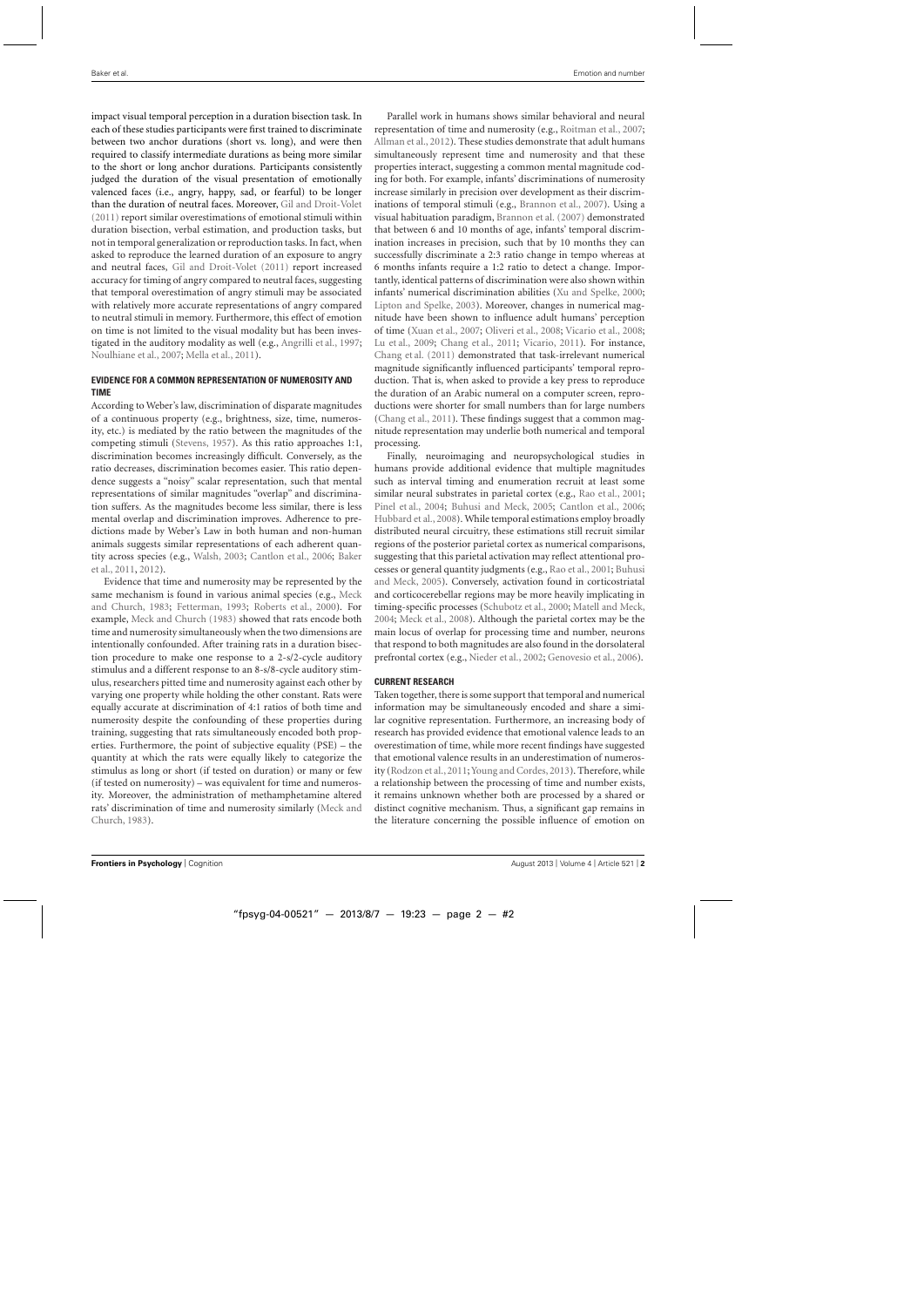impact visual temporal perception in a duration bisection task. In each of these studies participants were first trained to discriminate between two anchor durations (short vs. long), and were then required to classify intermediate durations as being more similar to the short or long anchor durations. Participants consistently judged the duration of the visual presentation of emotionally valenced faces (i.e., angry, happy, sad, or fearful) to be longer than the duration of neutral faces. Moreover, Gil and Droit-Volet (2011) report similar overestimations of emotional stimuli within duration bisection, verbal estimation, and production tasks, but not in temporal generalization or reproduction tasks. In fact, when asked to reproduce the learned duration of an exposure to angry and neutral faces, Gil and Droit-Volet (2011) report increased accuracy for timing of angry compared to neutral faces, suggesting that temporal overestimation of angry stimuli may be associated with relatively more accurate representations of angry compared to neutral stimuli in memory. Furthermore, this effect of emotion on time is not limited to the visual modality but has been investigated in the auditory modality as well (e.g., Angrilli et al., 1997; Noulhiane et al., 2007; Mella et al., 2011).

### EVIDENCE FOR A COMMON REPRESENTATION OF NUMEROSITY AND TIME

According to Weber's law, discrimination of disparate magnitudes of a continuous property (e.g., brightness, size, time, numerosity, etc.) is mediated by the ratio between the magnitudes of the competing stimuli (Stevens, 1957). As this ratio approaches 1:1, discrimination becomes increasingly difficult. Conversely, as the ratio decreases, discrimination becomes easier. This ratio dependence suggests a "noisy" scalar representation, such that mental representations of similar magnitudes "overlap" and discrimination suffers. As the magnitudes become less similar, there is less mental overlap and discrimination improves. Adherence to predictions made by Weber's Law in both human and non-human animals suggests similar representations of each adherent quantity across species (e.g., Walsh, 2003; Cantlon et al., 2006; Baker et al., 2011, 2012).

Evidence that time and numerosity may be represented by the same mechanism is found in various animal species (e.g., Meck and Church, 1983; Fetterman, 1993; Roberts et al., 2000). For example, Meck and Church (1983) showed that rats encode both time and numerosity simultaneously when the two dimensions are intentionally confounded. After training rats in a duration bisection procedure to make one response to a 2-s/2-cycle auditory stimulus and a different response to an 8-s/8-cycle auditory stimulus, researchers pitted time and numerosity against each other by varying one property while holding the other constant. Rats were equally accurate at discrimination of 4:1 ratios of both time and numerosity despite the confounding of these properties during training, suggesting that rats simultaneously encoded both properties. Furthermore, the point of subjective equality (PSE) – the quantity at which the rats were equally likely to categorize the stimulus as long or short (if tested on duration) or many or few (if tested on numerosity) – was equivalent for time and numerosity. Moreover, the administration of methamphetamine altered rats' discrimination of time and numerosity similarly (Meck and Church, 1983).

Parallel work in humans shows similar behavioral and neural representation of time and numerosity (e.g., Roitman et al., 2007; Allman et al., 2012). These studies demonstrate that adult humans simultaneously represent time and numerosity and that these properties interact, suggesting a common mental magnitude coding for both. For example, infants' discriminations of numerosity increase similarly in precision over development as their discriminations of temporal stimuli (e.g., Brannon et al., 2007). Using a visual habituation paradigm, Brannon et al. (2007) demonstrated that between 6 and 10 months of age, infants' temporal discrimination increases in precision, such that by 10 months they can successfully discriminate a 2:3 ratio change in tempo whereas at 6 months infants require a 1:2 ratio to detect a change. Importantly, identical patterns of discrimination were also shown within infants' numerical discrimination abilities (Xu and Spelke, 2000; Lipton and Spelke, 2003). Moreover, changes in numerical magnitude have been shown to influence adult humans' perception of time (Xuan et al., 2007; Oliveri et al., 2008; Vicario et al., 2008; Lu et al., 2009; Chang et al., 2011; Vicario, 2011). For instance, Chang et al. (2011) demonstrated that task-irrelevant numerical magnitude significantly influenced participants' temporal reproduction. That is, when asked to provide a key press to reproduce the duration of an Arabic numeral on a computer screen, reproductions were shorter for small numbers than for large numbers (Chang et al., 2011). These findings suggest that a common magnitude representation may underlie both numerical and temporal processing.

Finally, neuroimaging and neuropsychological studies in humans provide additional evidence that multiple magnitudes such as interval timing and enumeration recruit at least some similar neural substrates in parietal cortex (e.g., Rao et al., 2001; Pinel et al., 2004; Buhusi and Meck, 2005; Cantlon et al., 2006; Hubbard et al., 2008). While temporal estimations employ broadly distributed neural circuitry, these estimations still recruit similar regions of the posterior parietal cortex as numerical comparisons, suggesting that this parietal activation may reflect attentional processes or general quantity judgments (e.g., Rao et al., 2001; Buhusi and Meck, 2005). Conversely, activation found in corticostriatal and corticocerebellar regions may be more heavily implicating in timing-specific processes (Schubotz et al., 2000; Matell and Meck, 2004; Meck et al., 2008). Although the parietal cortex may be the main locus of overlap for processing time and number, neurons that respond to both magnitudes are also found in the dorsolateral prefrontal cortex (e.g., Nieder et al., 2002; Genovesio et al., 2006).

### CURRENT RESEARCH

Taken together, there is some support that temporal and numerical information may be simultaneously encoded and share a similar cognitive representation. Furthermore, an increasing body of research has provided evidence that emotional valence leads to an overestimation of time, while more recent findings have suggested that emotional valence results in an underestimation of numerosity (Rodzon et al., 2011; Young and Cordes, 2013). Therefore, while a relationship between the processing of time and number exists, it remains unknown whether both are processed by a shared or distinct cognitive mechanism. Thus, a significant gap remains in the literature concerning the possible influence of emotion on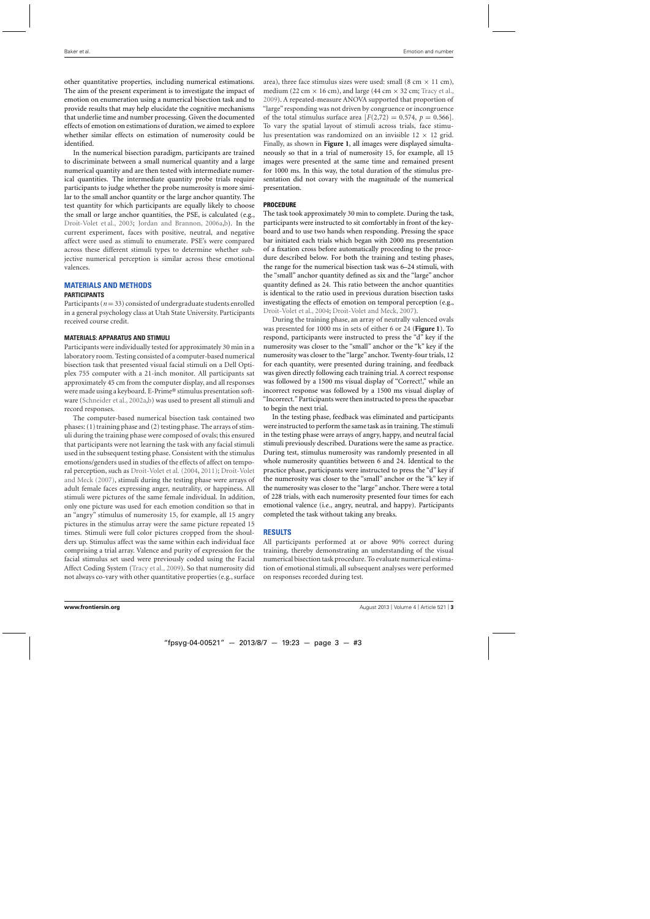other quantitative properties, including numerical estimations. The aim of the present experiment is to investigate the impact of emotion on enumeration using a numerical bisection task and to provide results that may help elucidate the cognitive mechanisms that underlie time and number processing. Given the documented effects of emotion on estimations of duration, we aimed to explore whether similar effects on estimation of numerosity could be identified.

In the numerical bisection paradigm, participants are trained to discriminate between a small numerical quantity and a large numerical quantity and are then tested with intermediate numerical quantities. The intermediate quantity probe trials require participants to judge whether the probe numerosity is more similar to the small anchor quantity or the large anchor quantity. The test quantity for which participants are equally likely to choose the small or large anchor quantities, the PSE, is calculated (e.g., Droit-Volet et al., 2003; Jordan and Brannon, 2006a,b). In the current experiment, faces with positive, neutral, and negative affect were used as stimuli to enumerate. PSE's were compared across these different stimuli types to determine whether subjective numerical perception is similar across these emotional valences.

## MATERIALS AND METHODS

### PARTICIPANTS

Participants ($n = 33$) consisted of undergraduate students enrolled in a general psychology class at Utah State University. Participants received course credit.

### MATERIALS: APPARATUS AND STIMULI

Participants were individually tested for approximately 30 min in a laboratory room. Testing consisted of a computer-based numerical bisection task that presented visual facial stimuli on a Dell Optiplex 755 computer with a 21-inch monitor. All participants sat approximately 45 cm from the computer display, and all responses were made using a keyboard. E-Prime® stimulus presentation software (Schneider et al., 2002a,b) was used to present all stimuli and record responses.

The computer-based numerical bisection task contained two phases: (1) training phase and (2) testing phase. The arrays of stimuli during the training phase were composed of ovals; this ensured that participants were not learning the task with any facial stimuli used in the subsequent testing phase. Consistent with the stimulus emotions/genders used in studies of the effects of affect on temporal perception, such as Droit-Volet et al. (2004, 2011); Droit-Volet and Meck (2007), stimuli during the testing phase were arrays of adult female faces expressing anger, neutrality, or happiness. All stimuli were pictures of the same female individual. In addition, only one picture was used for each emotion condition so that in an "angry" stimulus of numerosity 15, for example, all 15 angry pictures in the stimulus array were the same picture repeated 15 times. Stimuli were full color pictures cropped from the shoulders up. Stimulus affect was the same within each individual face comprising a trial array. Valence and purity of expression for the facial stimulus set used were previously coded using the Facial Affect Coding System (Tracy et al., 2009). So that numerosity did not always co-vary with other quantitative properties (e.g., surface area), three face stimulus sizes were used: small (8 cm × 11 cm), medium (22 cm × 16 cm), and large (44 cm × 32 cm; Tracy et al., 2009). A repeated-measure ANOVA supported that proportion of "large" responding was not driven by congruence or incongruence of the total stimulus surface area [$F(2,72) = 0.574$, $p = 0.566$]. To vary the spatial layout of stimuli across trials, face stimulus presentation was randomized on an invisible 12 × 12 grid. Finally, as shown in **Figure 1**, all images were displayed simultaneously so that in a trial of numerosity 15, for example, all 15 images were presented at the same time and remained present for 1000 ms. In this way, the total duration of the stimulus presentation did not covary with the magnitude of the numerical presentation.

### PROCEDURE

The task took approximately 30 min to complete. During the task, participants were instructed to sit comfortably in front of the keyboard and to use two hands when responding. Pressing the space bar initiated each trials which began with 2000 ms presentation of a fixation cross before automatically proceeding to the procedure described below. For both the training and testing phases, the range for the numerical bisection task was 6–24 stimuli, with the "small" anchor quantity defined as six and the "large" anchor quantity defined as 24. This ratio between the anchor quantities is identical to the ratio used in previous duration bisection tasks investigating the effects of emotion on temporal perception (e.g., Droit-Volet et al., 2004; Droit-Volet and Meck, 2007).

During the training phase, an array of neutrally valenced ovals was presented for 1000 ms in sets of either 6 or 24 (**Figure 1**). To respond, participants were instructed to press the "d" key if the numerosity was closer to the "small" anchor or the "k" key if the numerosity was closer to the "large" anchor. Twenty-four trials, 12 for each quantity, were presented during training, and feedback was given directly following each training trial. A correct response was followed by a 1500 ms visual display of "Correct!," while an incorrect response was followed by a 1500 ms visual display of "Incorrect." Participants were then instructed to press the spacebar to begin the next trial.

In the testing phase, feedback was eliminated and participants were instructed to perform the same task as in training. The stimuli in the testing phase were arrays of angry, happy, and neutral facial stimuli previously described. Durations were the same as practice. During test, stimulus numerosity was randomly presented in all whole numerosity quantities between 6 and 24. Identical to the practice phase, participants were instructed to press the "d" key if the numerosity was closer to the "small" anchor or the "k" key if the numerosity was closer to the "large" anchor. There were a total of 228 trials, with each numerosity presented four times for each emotional valence (i.e., angry, neutral, and happy). Participants completed the task without taking any breaks.

## RESULTS

All participants performed at or above 90% correct during training, thereby demonstrating an understanding of the visual numerical bisection task procedure. To evaluate numerical estimation of emotional stimuli, all subsequent analyses were performed on responses recorded during test.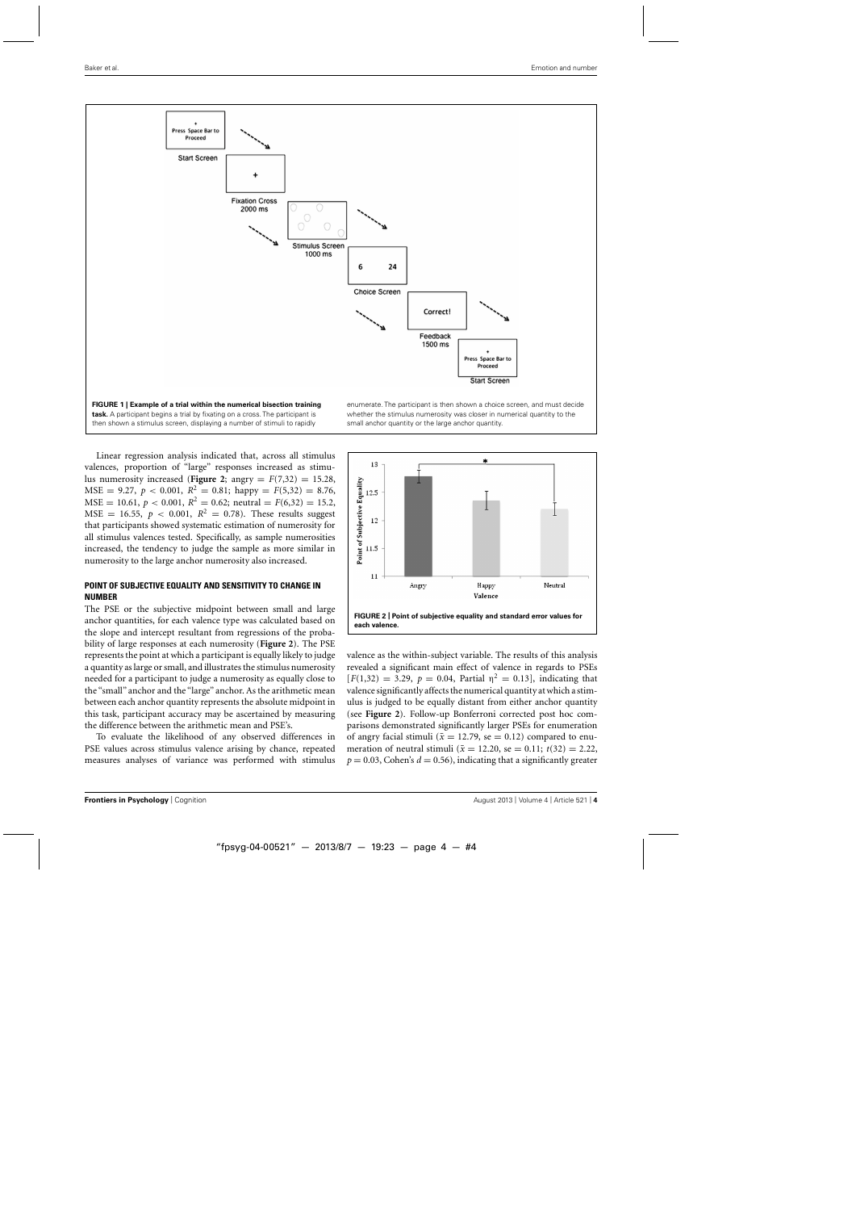+
Press Space Bar to Proceed

Start Screen

+

Fixation Cross
2000 ms

Stimulus Screen
1000 ms

6 24

Choice Screen

Correct!

Feedback
1500 ms

+
Press Space Bar to Proceed

Start Screen

**FIGURE 1 | Example of a trial within the numerical bisection training task.** A participant begins a trial by fixating on a cross. The participant is then shown a stimulus screen, displaying a number of stimuli to rapidly enumerate. The participant is then shown a choice screen, and must decide whether the stimulus numerosity was closer in numerical quantity to the small anchor quantity or the large anchor quantity.

Linear regression analysis indicated that, across all stimulus valences, proportion of "large" responses increased as stimulus numerosity increased (**Figure 2**; angry = $F(7,32) = 15.28$, MSE = 9.27, $p < 0.001$, $R^2 = 0.81$; happy = $F(5,32) = 8.76$, MSE = 10.61, $p < 0.001$, $R^2 = 0.62$; neutral = $F(6,32) = 15.2$, MSE = 16.55, $p < 0.001$, $R^2 = 0.78$). These results suggest that participants showed systematic estimation of numerosity for all stimulus valences tested. Specifically, as sample numerosities increased, the tendency to judge the sample as more similar in numerosity to the large anchor numerosity also increased.

### POINT OF SUBJECTIVE EQUALITY AND SENSITIVITY TO CHANGE IN NUMBER

The PSE or the subjective midpoint between small and large anchor quantities, for each valence type was calculated based on the slope and intercept resultant from regressions of the probability of large responses at each numerosity (**Figure 2**). The PSE represents the point at which a participant is equally likely to judge a quantity as large or small, and illustrates the stimulus numerosity needed for a participant to judge a numerosity as equally close to the "small" anchor and the "large" anchor. As the arithmetic mean between each anchor quantity represents the absolute midpoint in this task, participant accuracy may be ascertained by measuring the difference between the arithmetic mean and PSE's.

To evaluate the likelihood of any observed differences in PSE values across stimulus valence arising by chance, repeated measures analyses of variance was performed with stimulus valence as the within-subject variable. The results of this analysis revealed a significant main effect of valence in regards to PSEs [$F(1,32) = 3.29$, $p = 0.04$, Partial $\eta^2 = 0.13$], indicating that valence significantly affects the numerical quantity at which a stimulus is judged to be equally distant from either anchor quantity (see **Figure 2**). Follow-up Bonferroni corrected post hoc comparisons demonstrated significantly larger PSEs for enumeration of angry facial stimuli ($\bar{x} = 12.79$, se = 0.12) compared to enumeration of neutral stimuli ($\bar{x} = 12.20$, se = 0.11; $t(32) = 2.22$, $p = 0.03$, Cohen's $d = 0.56$), indicating that a significantly greater

Point of Subjective Equality
13
12.5
12
11.5
11
*
Angry
Happy
Neutral
Valence

**FIGURE 2 | Point of subjective equality and standard error values for each valence.**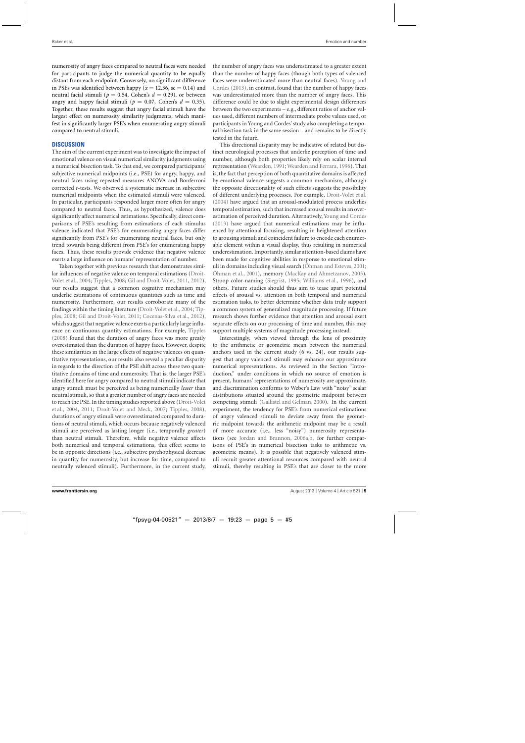numerosity of angry faces compared to neutral faces were needed for participants to judge the numerical quantity to be equally distant from each endpoint. Conversely, no significant difference in PSEs was identified between happy ($\bar{x} = 12.36$, se $= 0.14$) and neutral facial stimuli ($p = 0.54$, Cohen's $d = 0.29$), or between angry and happy facial stimuli ($p = 0.07$, Cohen's $d = 0.35$). Together, these results suggest that angry facial stimuli have the largest effect on numerosity similarity judgments, which manifest in significantly larger PSE's when enumerating angry stimuli compared to neutral stimuli.

## DISCUSSION

The aim of the current experiment was to investigate the impact of emotional valence on visual numerical similarity judgments using a numerical bisection task. To that end, we compared participants' subjective numerical midpoints (i.e., PSE) for angry, happy, and neutral faces using repeated measures ANOVA and Bonferroni corrected *t*-tests. We observed a systematic increase in subjective numerical midpoints when the estimated stimuli were valenced. In particular, participants responded larger more often for angry compared to neutral faces. Thus, as hypothesized, valence does significantly affect numerical estimations. Specifically, direct comparisons of PSE's resulting from estimations of each stimulus valence indicated that PSE's for enumerating angry faces differ significantly from PSE's for enumerating neutral faces, but only trend towards being different from PSE's for enumerating happy faces. Thus, these results provide evidence that negative valence exerts a large influence on humans' representation of number.

Taken together with previous research that demonstrates similar influences of negative valence on temporal estimations (Droit-Volet et al., 2004; Tipples, 2008; Gil and Droit-Volet, 2011, 2012), our results suggest that a common cognitive mechanism may underlie estimations of continuous quantities such as time and numerosity. Furthermore, our results corroborate many of the findings within the timing literature (Droit-Volet et al., 2004; Tipples, 2008; Gil and Droit-Volet, 2011; Cocenas-Silva et al., 2012), which suggest that negative valence exerts a particularly large influence on continuous quantity estimations. For example, Tipples (2008) found that the duration of angry faces was more greatly overestimated than the duration of happy faces. However, despite these similarities in the large effects of negative valences on quantitative representations, our results also reveal a peculiar disparity in regards to the direction of the PSE shift across these two quantitative domains of time and numerosity. That is, the larger PSE's identified here for angry compared to neutral stimuli indicate that angry stimuli must be perceived as being numerically *lesser* than neutral stimuli, so that a greater number of angry faces are needed to reach the PSE. In the timing studies reported above (Droit-Volet et al., 2004, 2011; Droit-Volet and Meck, 2007; Tipples, 2008), durations of angry stimuli were overestimated compared to durations of neutral stimuli, which occurs because negatively valenced stimuli are perceived as lasting longer (i.e., temporally *greater*) than neutral stimuli. Therefore, while negative valence affects both numerical and temporal estimations, this effect seems to be in opposite directions (i.e., subjective psychophysical decrease in quantity for numerosity, but increase for time, compared to neutrally valenced stimuli). Furthermore, in the current study, the number of angry faces was underestimated to a greater extent than the number of happy faces (though both types of valenced faces were underestimated more than neutral faces). Young and Cordes (2013), in contrast, found that the number of happy faces was underestimated more than the number of angry faces. This difference could be due to slight experimental design differences between the two experiments – e.g., different ratios of anchor values used, different numbers of intermediate probe values used, or participants in Young and Cordes' study also completing a temporal bisection task in the same session – and remains to be directly tested in the future.

This directional disparity may be indicative of related but distinct neurological processes that underlie perception of time and number, although both properties likely rely on scalar internal representation (Wearden, 1991; Wearden and Ferrara, 1996). That is, the fact that perception of both quantitative domains is affected by emotional valence suggests a common mechanism, although the opposite directionality of such effects suggests the possibility of different underlying processes. For example, Droit-Volet et al. (2004) have argued that an arousal-modulated process underlies temporal estimation, such that increased arousal results in an overestimation of perceived duration. Alternatively, Young and Cordes (2013) have argued that numerical estimations may be influenced by attentional focusing, resulting in heightened attention to arousing stimuli and coincident failure to encode each enumerable element within a visual display, thus resulting in numerical underestimation. Importantly, similar attention-based claims have been made for cognitive abilities in response to emotional stimuli in domains including visual search (Öhman and Esteves, 2001; Öhman et al., 2001), memory (MacKay and Ahmetzanov, 2005), Stroop color-naming (Siegrist, 1995; Williams et al., 1996), and others. Future studies should thus aim to tease apart potential effects of arousal vs. attention in both temporal and numerical estimation tasks, to better determine whether data truly support a common system of generalized magnitude processing. If future research shows further evidence that attention and arousal exert separate effects on our processing of time and number, this may support multiple systems of magnitude processing instead.

Interestingly, when viewed through the lens of proximity to the arithmetic or geometric mean between the numerical anchors used in the current study (6 vs. 24), our results suggest that angry valenced stimuli may enhance our approximate numerical representations. As reviewed in the Section "Introduction," under conditions in which no source of emotion is present, humans' representations of numerosity are approximate, and discrimination conforms to Weber's Law with "noisy" scalar distributions situated around the geometric midpoint between competing stimuli (Gallistel and Gelman, 2000). In the current experiment, the tendency for PSE's from numerical estimations of angry valenced stimuli to deviate away from the geometric midpoint towards the arithmetic midpoint may be a result of more accurate (i.e., less "noisy") numerosity representations (see Jordan and Brannon, 2006a,b, for further comparisons of PSE's in numerical bisection tasks to arithmetic vs. geometric means). It is possible that negatively valenced stimuli recruit greater attentional resources compared with neutral stimuli, thereby resulting in PSE's that are closer to the more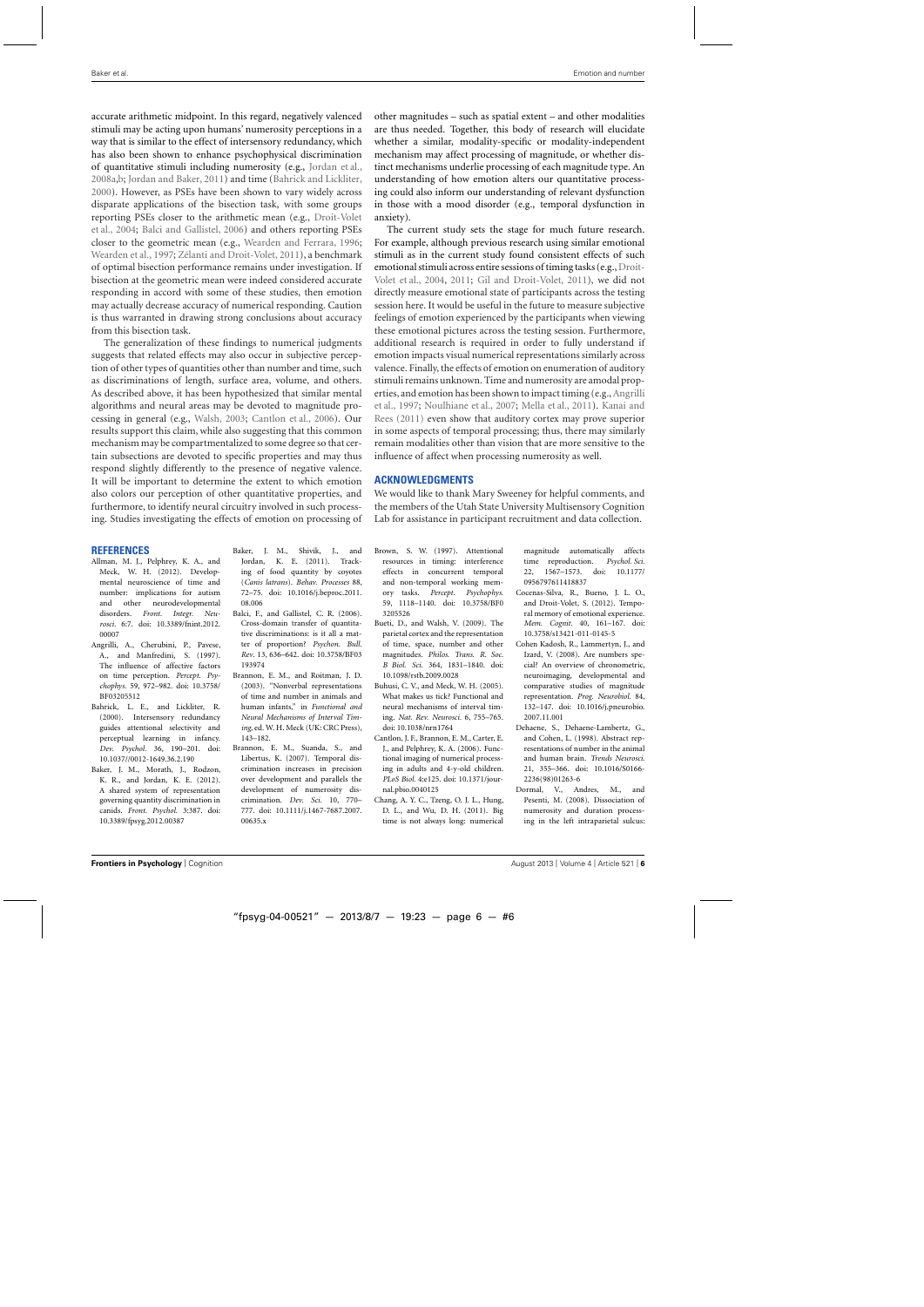accurate arithmetic midpoint. In this regard, negatively valenced stimuli may be acting upon humans' numerosity perceptions in a way that is similar to the effect of intersensory redundancy, which has also been shown to enhance psychophysical discrimination of quantitative stimuli including numerosity (e.g., Jordan et al., 2008a,b; Jordan and Baker, 2011) and time (Bahrick and Lickliter, 2000). However, as PSEs have been shown to vary widely across disparate applications of the bisection task, with some groups reporting PSEs closer to the arithmetic mean (e.g., Droit-Volet et al., 2004; Balci and Gallistel, 2006) and others reporting PSEs closer to the geometric mean (e.g., Wearden and Ferrara, 1996; Wearden et al., 1997; Zélanti and Droit-Volet, 2011), a benchmark of optimal bisection performance remains under investigation. If bisection at the geometric mean were indeed considered accurate responding in accord with some of these studies, then emotion may actually decrease accuracy of numerical responding. Caution is thus warranted in drawing strong conclusions about accuracy from this bisection task.

The generalization of these findings to numerical judgments suggests that related effects may also occur in subjective perception of other types of quantities other than number and time, such as discriminations of length, surface area, volume, and others. As described above, it has been hypothesized that similar mental algorithms and neural areas may be devoted to magnitude processing in general (e.g., Walsh, 2003; Cantlon et al., 2006). Our results support this claim, while also suggesting that this common mechanism may be compartmentalized to some degree so that certain subsections are devoted to specific properties and may thus respond slightly differently to the presence of negative valence. It will be important to determine the extent to which emotion also colors our perception of other quantitative properties, and furthermore, to identify neural circuitry involved in such processing. Studies investigating the effects of emotion on processing of other magnitudes – such as spatial extent – and other modalities are thus needed. Together, this body of research will elucidate whether a similar, modality-specific or modality-independent mechanism may affect processing of magnitude, or whether distinct mechanisms underlie processing of each magnitude type. An understanding of how emotion alters our quantitative processing could also inform our understanding of relevant dysfunction in those with a mood disorder (e.g., temporal dysfunction in anxiety).

The current study sets the stage for much future research. For example, although previous research using similar emotional stimuli as in the current study found consistent effects of such emotional stimuli across entire sessions of timing tasks (e.g., Droit-Volet et al., 2004, 2011; Gil and Droit-Volet, 2011), we did not directly measure emotional state of participants across the testing session here. It would be useful in the future to measure subjective feelings of emotion experienced by the participants when viewing these emotional pictures across the testing session. Furthermore, additional research is required in order to fully understand if emotion impacts visual numerical representations similarly across valence. Finally, the effects of emotion on enumeration of auditory stimuli remains unknown. Time and numerosity are amodal properties, and emotion has been shown to impact timing (e.g., Angrilli et al., 1997; Noulhiane et al., 2007; Mella et al., 2011). Kanai and Rees (2011) even show that auditory cortex may prove superior in some aspects of temporal processing; thus, there may similarly remain modalities other than vision that are more sensitive to the influence of affect when processing numerosity as well.

## ACKNOWLEDGMENTS

We would like to thank Mary Sweeney for helpful comments, and the members of the Utah State University Multisensory Cognition Lab for assistance in participant recruitment and data collection.

## REFERENCES

Allman, M. J., Pelphrey, K. A., and Meck, W. H. (2012). Developmental neuroscience of time and number: implications for autism and other neurodevelopmental disorders. *Front. Integr. Neurosci.* 6:7. doi: 10.3389/fnint.2012.00007

Angrilli, A., Cherubini, P., Pavese, A., and Manfredini, S. (1997). The influence of affective factors on time perception. *Percept. Psychophys.* 59, 972–982. doi: 10.3758/BF03205512

Bahrick, L. E., and Lickliter, R. (2000). Intersensory redundancy guides attentional selectivity and perceptual learning in infancy. *Dev. Psychol.* 36, 190–201. doi: 10.1037//0012-1649.36.2.190

Baker, J. M., Morath, J., Rodzon, K. R., and Jordan, K. E. (2012). A shared system of representation governing quantity discrimination in canids. *Front. Psychol.* 3:387. doi: 10.3389/fpsyg.2012.00387

Baker, J. M., Shivik, J., and Jordan, K. E. (2011). Tracking of food quantity by coyotes (*Canis latrans*). *Behav. Processes* 88, 72–75. doi: 10.1016/j.beproc.2011.08.006

Balci, F., and Gallistel, C. R. (2006). Cross-domain transfer of quantitative discriminations: is it all a matter of proportion? *Psychon. Bull. Rev.* 13, 636–642. doi: 10.3758/BF03193974

Brannon, E. M., and Roitman, J. D. (2003). "Nonverbal representations of time and number in animals and human infants," in *Functional and Neural Mechanisms of Interval Timing*, ed. W. H. Meck (UK: CRC Press), 143–182.

Brannon, E. M., Suanda, S., and Libertus, K. (2007). Temporal discrimination increases in precision over development and parallels the development of numerosity discrimination. *Dev. Sci.* 10, 770–777. doi: 10.1111/j.1467-7687.2007.00635.x

Brown, S. W. (1997). Attentional resources in timing: interference effects in concurrent temporal and non-temporal working memory tasks. *Percept. Psychophys.* 59, 1118–1140. doi: 10.3758/BF03205526

Bueti, D., and Walsh, V. (2009). The parietal cortex and the representation of time, space, number and other magnitudes. *Philos. Trans. R. Soc. B Biol. Sci.* 364, 1831–1840. doi: 10.1098/rstb.2009.0028

Buhusi, C. V., and Meck, W. H. (2005). What makes us tick? Functional and neural mechanisms of interval timing. *Nat. Rev. Neurosci.* 6, 755–765. doi: 10.1038/nrn1764

Cantlon, J. F., Brannon, E. M., Carter, E. J., and Pelphrey, K. A. (2006). Functional imaging of numerical processing in adults and 4-y-old children. *PLoS Biol.* 4:e125. doi: 10.1371/journal.pbio.0040125

Chang, A. Y. C., Tzeng, O. J. L., Hung, D. L., and Wu, D. H. (2011). Big time is not always long: numerical magnitude automatically affects time reproduction. *Psychol. Sci.* 22, 1567–1573. doi: 10.1177/0956797611418837

Cocenas-Silva, R., Bueno, J. L. O., and Droit-Volet, S. (2012). Temporal memory of emotional experience. *Mem. Cognit.* 40, 161–167. doi: 10.3758/s13421-011-0145-5

Cohen Kadosh, R., Lammertyn, J., and Izard, V. (2008). Are numbers special? An overview of chronometric, neuroimaging, developmental and comparative studies of magnitude representation. *Prog. Neurobiol.* 84, 132–147. doi: 10.1016/j.pneurobio.2007.11.001

Dehaene, S., Dehaene-Lambertz, G., and Cohen, L. (1998). Abstract representations of number in the animal and human brain. *Trends Neurosci.* 21, 355–366. doi: 10.1016/S0166-2236(98)01263-6

Dormal, V., Andres, M., and Pesenti, M. (2008). Dissociation of numerosity and duration processing in the left intraparietal sulcus: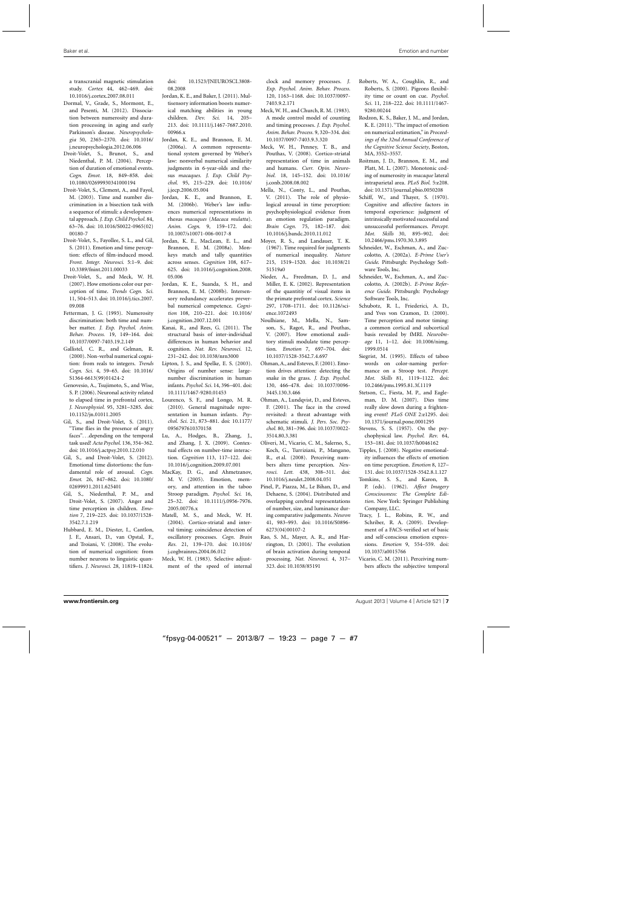a transcranial magnetic stimulation study. *Cortex* 44, 462–469. doi: 10.1016/j.cortex.2007.08.011

Dormal, V., Grade, S., Mormont, E., and Pesenti, M. (2012). Dissociation between numerosity and duration processing in aging and early Parkinson's disease. *Neuropsychologia* 50, 2365–2370. doi: 10.1016/j.neuropsychologia.2012.06.006

Droit-Volet, S., Brunot, S., and Niedenthal, P. M. (2004). Perception of duration of emotional events. *Cogn. Emot.* 18, 849–858. doi: 10.1080/02699930341000194

Droit-Volet, S., Clement, A., and Fayol, M. (2003). Time and number discrimination in a bisection task with a sequence of stimuli: a developmental approach. *J. Exp. Child Psychol.* 84, 63–76. doi: 10.1016/S0022-0965(02)00180-7

Droit-Volet, S., Fayollee, S. L., and Gil, S. (2011). Emotion and time perception: effects of film-induced mood. *Front. Integr. Neurosci.* 5:1–9. doi: 10.3389/fnint.2011.00033

Droit-Volet, S., and Meck, W. H. (2007). How emotions color our perception of time. *Trends Cogn. Sci.* 11, 504–513. doi: 10.1016/j.tics.2007.09.008

Fetterman, J. G. (1993). Numerosity discrimination: both time and number matter. *J. Exp. Psychol. Anim. Behav. Process.* 19, 149–164. doi: 10.1037/0097-7403.19.2.149

Gallistel, C. R., and Gelman, R. (2000). Non-verbal numerical cognition: from reals to integers. *Trends Cogn. Sci.* 4, 59–65. doi: 10.1016/S1364-6613(99)01424-2

Genovesio, A., Tsujimoto, S., and Wise, S. P. (2006). Neuronal activity related to elapsed time in prefrontal cortex, *J. Neurophysiol.* 95, 3281–3285. doi: 10.1152/jn.01011.2005

Gil, S., and Droit-Volet, S. (2011). "Time flies in the presence of angry faces"…depending on the temporal task used! *Acta Psychol.* 136, 354–362. doi: 10.1016/j.actpsy.2010.12.010

Gil, S., and Droit-Volet, S. (2012). Emotional time distortions: the fundamental role of arousal. *Cogn. Emot.* 26, 847–862. doi: 10.1080/02699931.2011.625401

Gil, S., Niedenthal, P. M., and Droit-Volet, S. (2007). Anger and time perception in children. *Emotion* 7, 219–225. doi: 10.1037/1528-3542.7.1.219

Hubbard, E. M., Diester, I., Cantlon, J. F., Ansari, D., van Opstal, F., and Troiani, V. (2008). The evolution of numerical cognition: from number neurons to linguistic quantifiers. *J. Neurosci.* 28, 11819–11824. doi: 10.1523/JNEUROSCI.3808-08.2008

Jordan, K. E., and Baker, J. (2011). Multisensory information boosts numerical matching abilities in young children. *Dev. Sci.* 14, 205–213. doi: 10.1111/j.1467-7687.2010.00966.x

Jordan, K. E., and Brannon, E. M. (2006a). A common representational system governed by Weber's law: nonverbal numerical similarity judgments in 6-year-olds and rhesus *macaques*. *J. Exp. Child Psychol.* 95, 215–229. doi: 10.1016/j.jecp.2006.05.004

Jordan, K. E., and Brannon, E. M. (2006b). Weber's law influences numerical representations in rhesus *macaques* (*Macaca mulatta*). *Anim. Cogn.* 9, 159–172. doi: 10.1007/s10071-006-0017-8

Jordan, K. E., MacLean, E. L., and Brannon, E. M. (2008a). Monkeys match and tally quantities across senses. *Cognition* 108, 617–625. doi: 10.1016/j.cognition.2008.05.006

Jordan, K. E., Suanda, S. H., and Brannon, E. M. (2008b). Intersensory redundancy accelerates preverbal numerical competence. *Cognition* 108, 210–221. doi: 10.1016/j.cognition.2007.12.001

Kanai, R., and Rees, G. (2011). The structural basis of inter-individual differences in human behavior and cognition. *Nat. Rev. Neurosci.* 12, 231–242. doi: 10.1038/nrn3000

Lipton, J. S., and Spelke, E. S. (2003). Origins of number sense: large-number discrimination in human infants. *Psychol. Sci.* 14, 396–401. doi: 10.1111/1467-9280.01453

Lourenco, S. F., and Longo, M. R. (2010). General magnitude representation in human infants. *Psychol. Sci.* 21, 873–881. doi: 10.1177/0956797610370158

Lu, A., Hodges, B., Zhang, J., and Zhang, J. X. (2009). Contextual effects on number-time interaction. *Cognition* 113, 117–122. doi: 10.1016/j.cognition.2009.07.001

MacKay, D. G., and Ahmetzanov, M. V. (2005). Emotion, memory, and attention in the taboo Stroop paradigm. *Psychol. Sci.* 16, 25–32. doi: 10.1111/j.0956-7976.2005.00776.x

Matell, M. S., and Meck, W. H. (2004). Cortico-striatal and interval timing: coincidence detection of oscillatory processes. *Cogn. Brain Res.* 21, 139–170. doi: 10.1016/j.cogbrainres.2004.06.012

Meck, W. H. (1983). Selective adjustment of the speed of internal clock and memory processes. *J. Exp. Psychol. Anim. Behav. Process.* 120, 1163–1168. doi: 10.1037/0097-7403.9.2.171

Meck, W. H., and Church, R. M. (1983). A mode control model of counting and timing processes. *J. Exp. Psychol. Anim. Behav. Process.* 9, 320–334. doi: 10.1037/0097-7403.9.3.320

Meck, W. H., Penney, T. B., and Pouthas, V. (2008). Cortico-striatal representation of time in animals and humans. *Curr. Opin. Neurobiol.* 18, 145–152. doi: 10.1016/j.conb.2008.08.002

Mella, N., Conty, L., and Pouthas, V. (2011). The role of physiological arousal in time perception: psychophysiological evidence from an emotion regulation paradigm. *Brain Cogn.* 75, 182–187. doi: 10.1016/j.bandc.2010.11.012

Moyer, R. S., and Landauer, T. K. (1967). Time required for judgments of numerical inequality. *Nature* 215, 1519–1520. doi: 10.1038/215151 9a0

Nieder, A., Freedman, D. J., and Miller, E. K. (2002). Representation of the quantitiy of visual items in the primate prefrontal cortex. *Science* 297, 1708–1711. doi: 10.1126/science.1072493

Noulhiane, M., Mella, N., Samson, S., Ragot, R., and Pouthas, V. (2007). How emotional auditory stimuli modulate time perception. *Emotion* 7, 697–704. doi: 10.1037/1528-3542.7.4.697

Öhman, A., and Esteves, F. (2001). Emotion drives attention: detecting the snake in the grass. *J. Exp. Psychol.* 130, 466–478. doi: 10.1037/0096-3445.130.3.466

Öhman, A., Lundqvist, D., and Esteves, F. (2001). The face in the crowd revisited: a threat advantage with schematic stimuli. *J. Pers. Soc. Psychol.* 80, 381–396. doi: 10.1037/0022-3514.80.3.381

Oliveri, M., Vicario, C. M., Salerno, S., Koch, G., Turriziani, P., Mangano, R., et al. (2008). Perceiving numbers alters time perception. *Neurosci. Lett.* 438, 308–311. doi: 10.1016/j.neulet.2008.04.051

Pinel, P., Piazza, M., Le Bihan, D., and Dehaene, S. (2004). Distributed and overlapping cerebral representations of number, size, and luminance during comparative judgements. *Neuron* 41, 983–993. doi: 10.1016/S0896-6273(04)00107-2

Rao, S. M., Mayer, A. R., and Harrington, D. (2001). The evolution of brain activation during temporal processing. *Nat. Neurosci.* 4, 317–323. doi: 10.1038/85191

Roberts, W. A., Coughlin, R., and Roberts, S. (2000). Pigeons flexibility time or count on cue. *Psychol. Sci.* 11, 218–222. doi: 10.1111/1467-9280.00244

Rodzon, K. S., Baker, J. M., and Jordan, K. E. (2011). "The impact of emotion on numerical estimation," in *Proceedings of the 32nd Annual Conference of the Cognitive Science Society*, Boston, MA, 3552–3557.

Roitman, J. D., Brannon, E. M., and Platt, M. L. (2007). Monotonic coding of numerosity in *macaque* lateral intraparietal area. *PLoS Biol.* 5:e208. doi: 10.1371/journal.pbio.0050208

Schiff, W., and Thayer, S. (1970). Cognitive and affective factors in temporal experience: judgment of intrinsically motivated successful and unsuccessful performances. *Percept. Mot. Skills* 30, 895–902. doi: 10.2466/pms.1970.30.3.895

Schneider, W., Eschman, A., and Zuccolotto, A. (2002a). *E-Prime User's Guide*. Pittsburgh: Psychology Software Tools, Inc.

Schneider, W., Eschman, A., and Zuccolotto, A. (2002b). *E-Prime Reference Guide*. Pittsburgh: Psychology Software Tools, Inc.

Schubotz, R. I., Friederici, A. D., and Yves von Cramon, D. (2000). Time perception and motor timing: a common cortical and subcortical basis revealed by fMRI. *NeuroImage* 11, 1–12. doi: 10.1006/nimg.1999.0514

Siegrist, M. (1995). Effects of taboo words on color-naming performance on a Stroop test. *Percept. Mot. Skills* 81, 1119–1122. doi: 10.2466/pms.1995.81.3f.1119

Stetson, C., Fiesta, M. P., and Eagleman, D. M. (2007). Dies time really slow down during a frightening event? *PLoS ONE* 2:e1295. doi: 10.1371/journal.pone.0001295

Stevens, S. S. (1957). On the psychophysical law. *Psychol. Rev.* 64, 153–181. doi: 10.1037/h0046162

Tipples, J. (2008). Negative emotionality influences the effects of emotion on time perception. *Emotion* 8, 127–131. doi: 10.1037/1528-3542.8.1.127

Tomkins, S. S., and Karon, B. P. (eds). (1962). *Affect Imagery Consciousness: The Complete Edition*. New York: Springer Publishing Company, LLC.

Tracy, J. L., Robins, R. W., and Schriber, R. A. (2009). Development of a FACS-verified set of basic and self-conscious emotion expressions. *Emotion* 9, 554–559. doi: 10.1037/a0015766

Vicario, C. M. (2011). Perceiving numbers affects the subjective temporal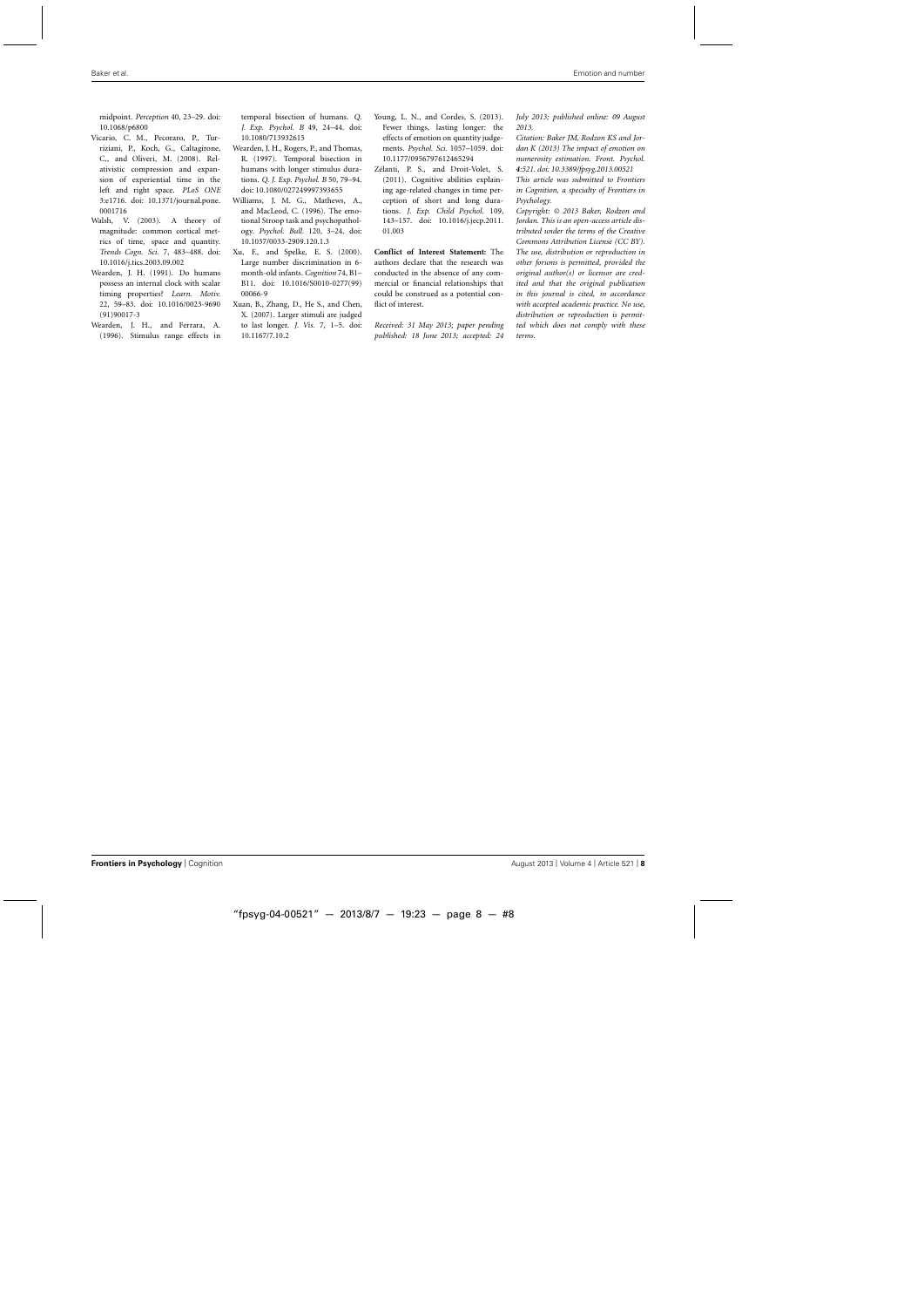midpoint. *Perception* 40, 23–29. doi: 10.1068/p6800

Vicario, C. M., Pecoraro, P., Turriziani, P., Koch, G., Caltagirone, C., and Oliveri, M. (2008). Relativistic compression and expansion of experiential time in the left and right space. *PLoS ONE* 3:e1716. doi: 10.1371/journal.pone.0001716

Walsh, V. (2003). A theory of magnitude: common cortical metrics of time, space and quantity. *Trends Cogn. Sci.* 7, 483–488. doi: 10.1016/j.tics.2003.09.002

Wearden, J. H. (1991). Do humans possess an internal clock with scalar timing properties? *Learn. Motiv.* 22, 59–83. doi: 10.1016/0023-9690(91)90017-3

Wearden, J. H., and Ferrara, A. (1996). Stimulus range effects in temporal bisection of humans. *Q. J. Exp. Psychol. B* 49, 24–44. doi: 10.1080/713932615

Wearden, J. H., Rogers, P., and Thomas, R. (1997). Temporal bisection in humans with longer stimulus durations. *Q. J. Exp. Psychol. B* 50, 79–94. doi: 10.1080/027249997393655

Williams, J. M. G., Mathews, A., and MacLeod, C. (1996). The emotional Stroop task and psychopathology. *Psychol. Bull.* 120, 3–24. doi: 10.1037/0033-2909.120.1.3

Xu, F., and Spelke, E. S. (2000). Large number discrimination in 6-month-old infants. *Cognition* 74, B1–B11. doi: 10.1016/S0010-0277(99)00066-9

Xuan, B., Zhang, D., He S., and Chen, X. (2007). Larger stimuli are judged to last longer. *J. Vis.* 7, 1–5. doi: 10.1167/7.10.2

Young, L. N., and Cordes, S. (2013). Fewer things, lasting longer: the effects of emotion on quantity judgements. *Psychol. Sci.* 1057–1059. doi: 10.1177/0956797612465294

Zélanti, P. S., and Droit-Volet, S. (2011). Cognitive abilities explaining age-related changes in time perception of short and long durations. *J. Exp. Child Psychol.* 109, 143–157. doi: 10.1016/j.jecp.2011.01.003

**Conflict of Interest Statement:** The authors declare that the research was conducted in the absence of any commercial or financial relationships that could be construed as a potential conflict of interest.

*Received: 31 May 2013; paper pending published: 18 June 2013; accepted: 24 July 2013; published online: 09 August 2013.*

*Citation: Baker JM, Rodzon KS and Jordan K (2013) The impact of emotion on numerosity estimation. Front. Psychol. 4:521. doi: 10.3389/fpsyg.2013.00521*

*This article was submitted to Frontiers in Cognition, a specialty of Frontiers in Psychology.*

*Copyright: © 2013 Baker, Rodzon and Jordan. This is an open-access article distributed under the terms of the Creative Commons Attribution License (CC BY). The use, distribution or reproduction in other forums is permitted, provided the original author(s) or licensor are credited and that the original publication in this journal is cited, in accordance with accepted academic practice. No use, distribution or reproduction is permitted which does not comply with these terms.*